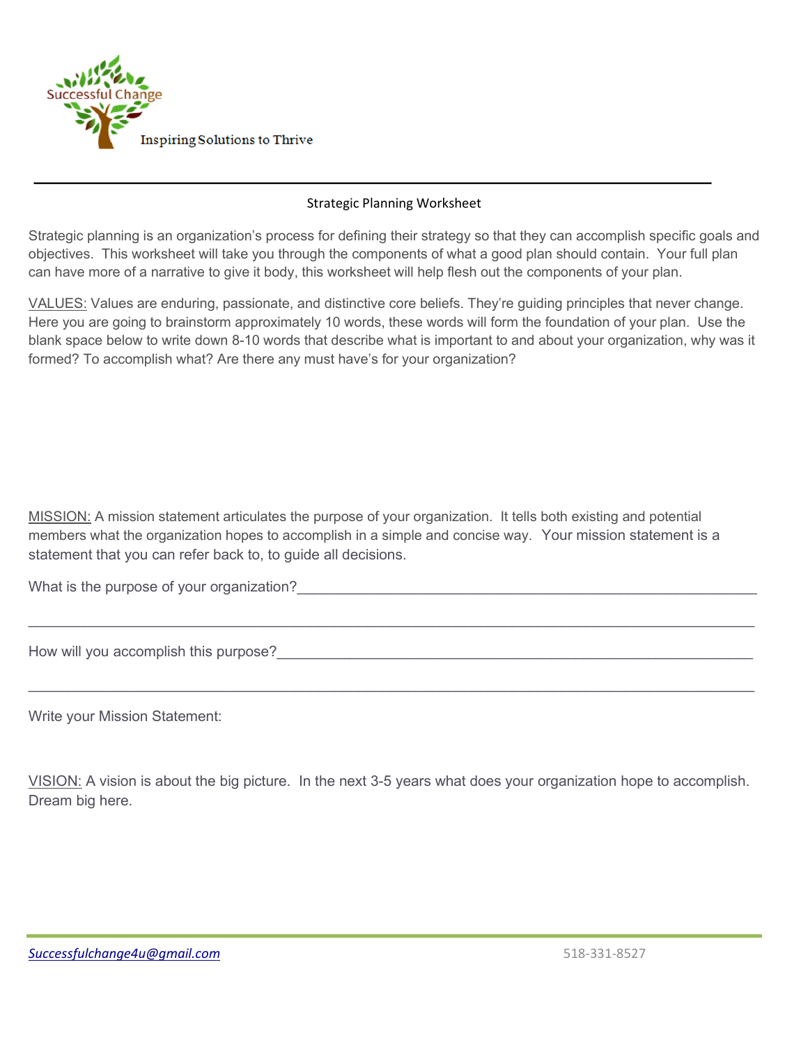Successful Change

Inspiring Solutions to Thrive

---

## Strategic Planning Worksheet

Strategic planning is an organization's process for defining their strategy so that they can accomplish specific goals and objectives. This worksheet will take you through the components of what a good plan should contain. Your full plan can have more of a narrative to give it body, this worksheet will help flesh out the components of your plan.

VALUES: Values are enduring, passionate, and distinctive core beliefs. They're guiding principles that never change. Here you are going to brainstorm approximately 10 words, these words will form the foundation of your plan. Use the blank space below to write down 8-10 words that describe what is important to and about your organization, why was it formed? To accomplish what? Are there any must have's for your organization?

MISSION: A mission statement articulates the purpose of your organization. It tells both existing and potential members what the organization hopes to accomplish in a simple and concise way. Your mission statement is a statement that you can refer back to, to guide all decisions.

What is the purpose of your organization?____________________________________________________________

______________________________________________________________________________________________

How will you accomplish this purpose?_______________________________________________________________

______________________________________________________________________________________________

Write your Mission Statement:

VISION: A vision is about the big picture. In the next 3-5 years what does your organization hope to accomplish. Dream big here.

Successfulchange4u@gmail.com 518-331-8527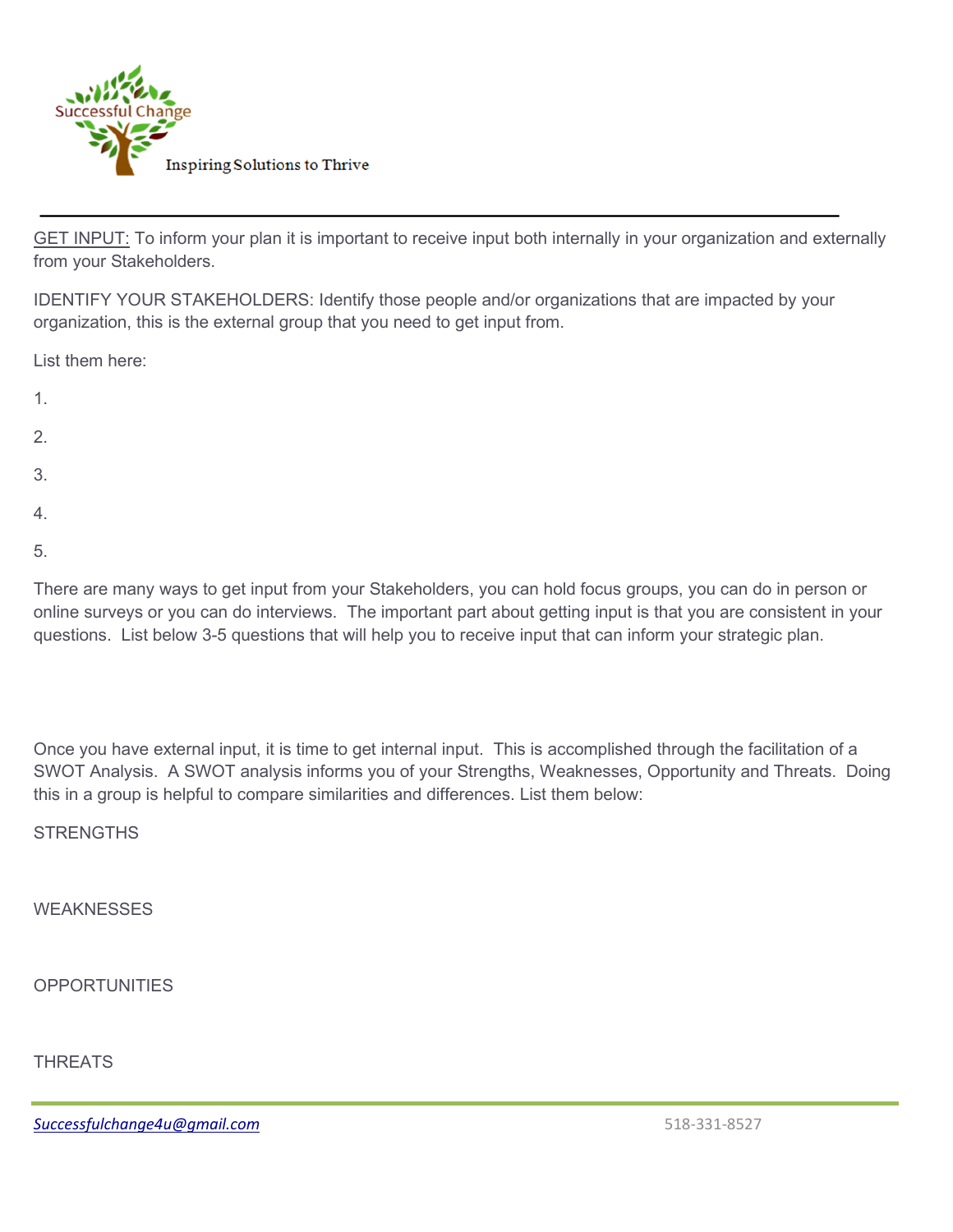Successful Change

Inspiring Solutions to Thrive

---

GET INPUT: To inform your plan it is important to receive input both internally in your organization and externally from your Stakeholders.

IDENTIFY YOUR STAKEHOLDERS: Identify those people and/or organizations that are impacted by your organization, this is the external group that you need to get input from.

List them here:

1.

2.

3.

4.

5.

There are many ways to get input from your Stakeholders, you can hold focus groups, you can do in person or online surveys or you can do interviews. The important part about getting input is that you are consistent in your questions. List below 3-5 questions that will help you to receive input that can inform your strategic plan.

Once you have external input, it is time to get internal input. This is accomplished through the facilitation of a SWOT Analysis. A SWOT analysis informs you of your Strengths, Weaknesses, Opportunity and Threats. Doing this in a group is helpful to compare similarities and differences. List them below:

STRENGTHS

WEAKNESSES

OPPORTUNITIES

THREATS

Successfulchange4u@gmail.com 518-331-8527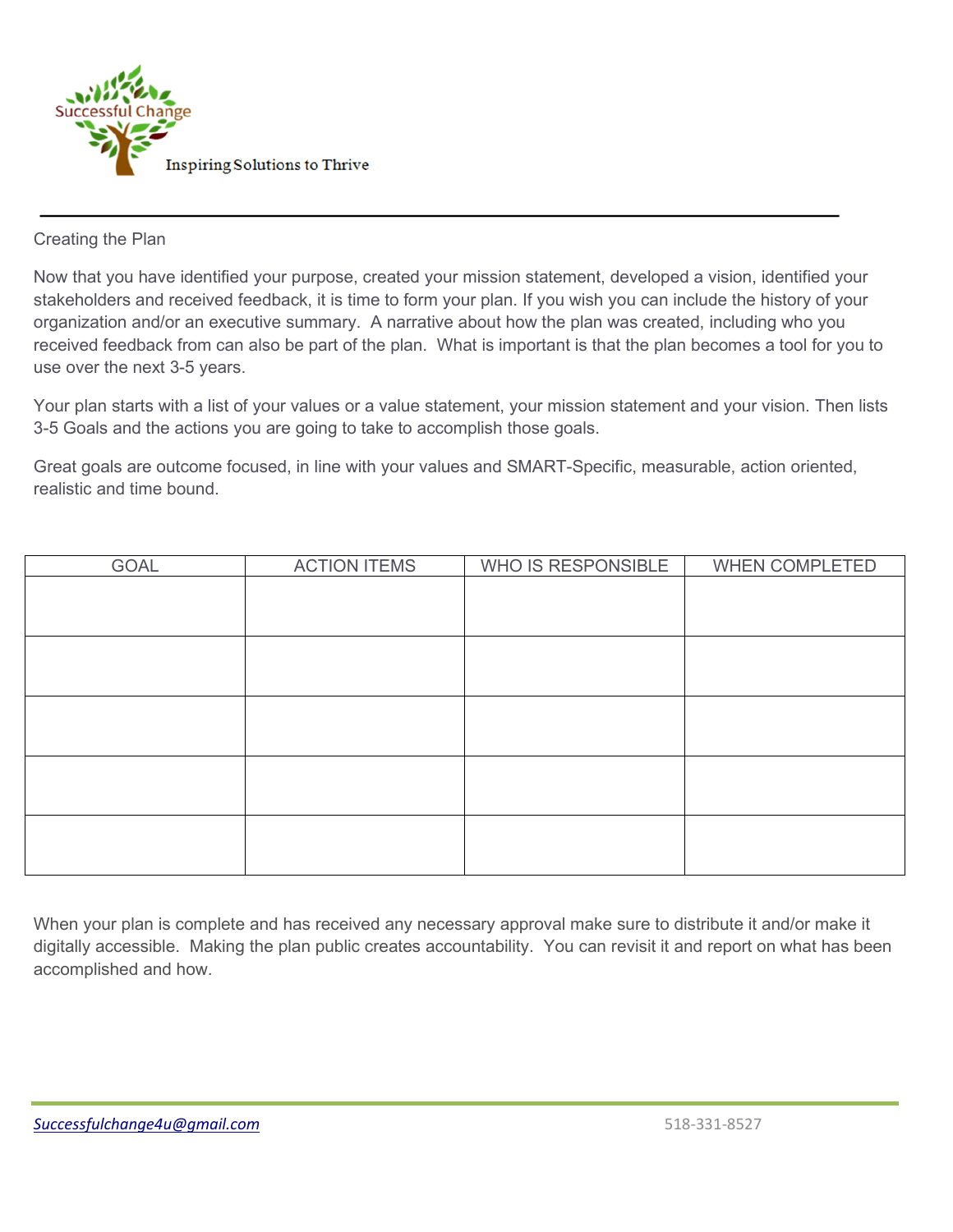Successful Change

Inspiring Solutions to Thrive

Creating the Plan

Now that you have identified your purpose, created your mission statement, developed a vision, identified your stakeholders and received feedback, it is time to form your plan. If you wish you can include the history of your organization and/or an executive summary. A narrative about how the plan was created, including who you received feedback from can also be part of the plan. What is important is that the plan becomes a tool for you to use over the next 3-5 years.

Your plan starts with a list of your values or a value statement, your mission statement and your vision. Then lists 3-5 Goals and the actions you are going to take to accomplish those goals.

Great goals are outcome focused, in line with your values and SMART-Specific, measurable, action oriented, realistic and time bound.

| GOAL | ACTION ITEMS | WHO IS RESPONSIBLE | WHEN COMPLETED |
|---|---|---|---|
| | | | |
| | | | |
| | | | |
| | | | |
| | | | |

When your plan is complete and has received any necessary approval make sure to distribute it and/or make it digitally accessible. Making the plan public creates accountability. You can revisit it and report on what has been accomplished and how.

*Successfulchange4u@gmail.com* 518-331-8527